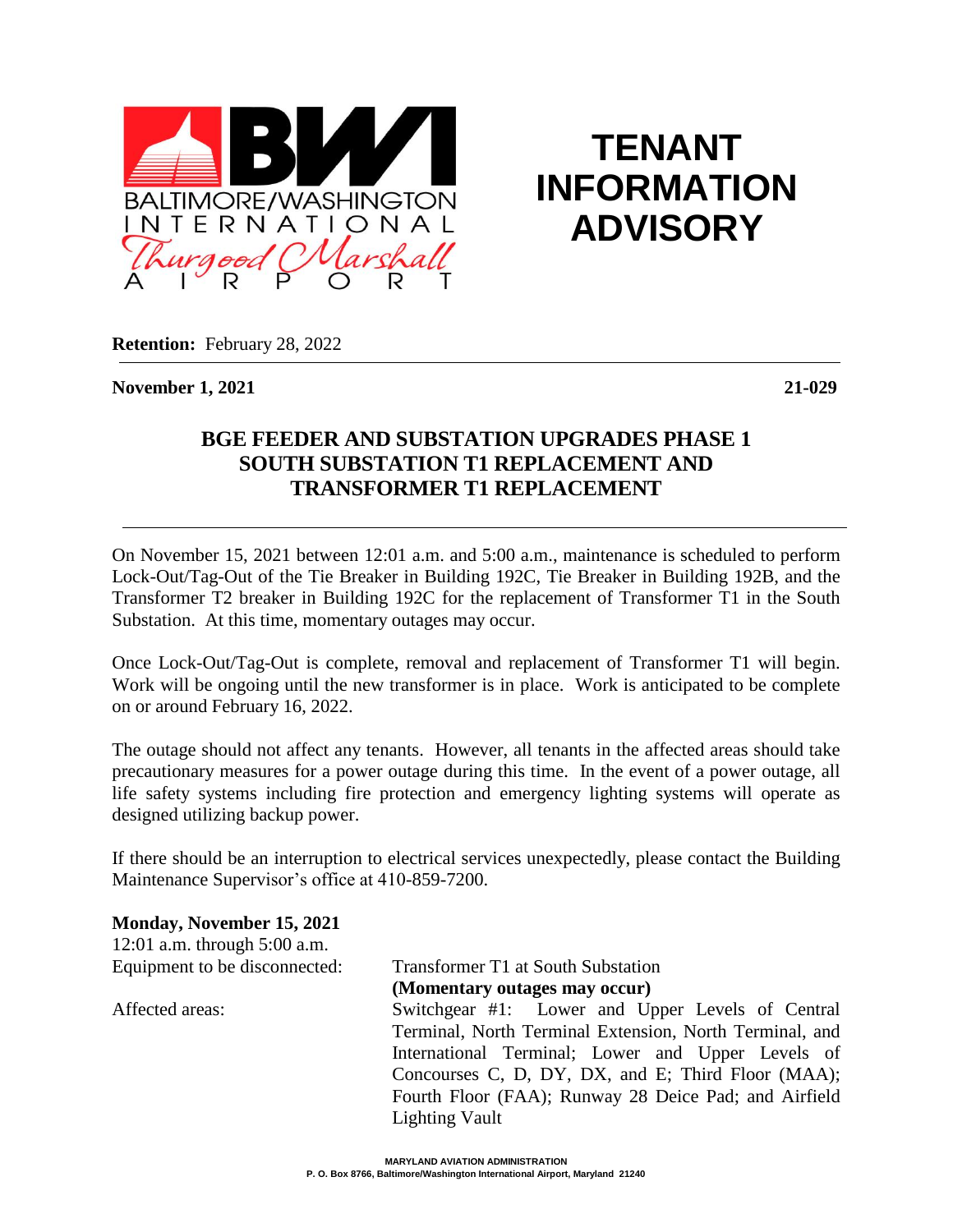BALTIMORE/WASHINGTON INTERNATIONAL Thurgood Marshall AIRPORT

# TENANT INFORMATION ADVISORY

**Retention:** February 28, 2022

---

**November 1, 2021** **21-029**

## BGE FEEDER AND SUBSTATION UPGRADES PHASE 1 SOUTH SUBSTATION T1 REPLACEMENT AND TRANSFORMER T1 REPLACEMENT

---

On November 15, 2021 between 12:01 a.m. and 5:00 a.m., maintenance is scheduled to perform Lock-Out/Tag-Out of the Tie Breaker in Building 192C, Tie Breaker in Building 192B, and the Transformer T2 breaker in Building 192C for the replacement of Transformer T1 in the South Substation. At this time, momentary outages may occur.

Once Lock-Out/Tag-Out is complete, removal and replacement of Transformer T1 will begin. Work will be ongoing until the new transformer is in place. Work is anticipated to be complete on or around February 16, 2022.

The outage should not affect any tenants. However, all tenants in the affected areas should take precautionary measures for a power outage during this time. In the event of a power outage, all life safety systems including fire protection and emergency lighting systems will operate as designed utilizing backup power.

If there should be an interruption to electrical services unexpectedly, please contact the Building Maintenance Supervisor's office at 410-859-7200.

**Monday, November 15, 2021**
12:01 a.m. through 5:00 a.m.

Equipment to be disconnected: Transformer T1 at South Substation
**(Momentary outages may occur)**

Affected areas: Switchgear #1: Lower and Upper Levels of Central Terminal, North Terminal Extension, North Terminal, and International Terminal; Lower and Upper Levels of Concourses C, D, DY, DX, and E; Third Floor (MAA); Fourth Floor (FAA); Runway 28 Deice Pad; and Airfield Lighting Vault

MARYLAND AVIATION ADMINISTRATION
P. O. Box 8766, Baltimore/Washington International Airport, Maryland 21240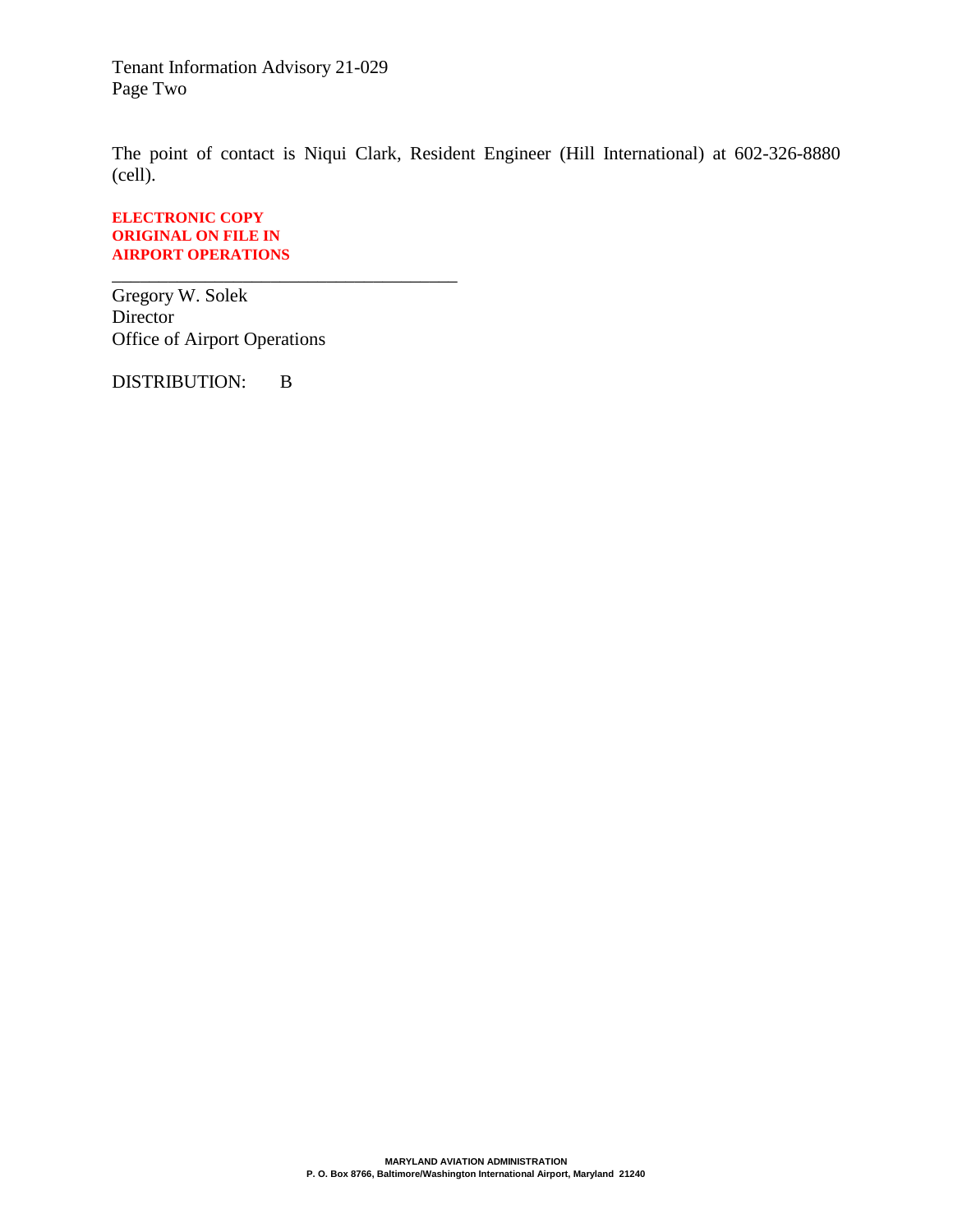The point of contact is Niqui Clark, Resident Engineer (Hill International) at 602-326-8880 (cell).

**ELECTRONIC COPY**
**ORIGINAL ON FILE IN**
**AIRPORT OPERATIONS**

_____________________________________

Gregory W. Solek
Director
Office of Airport Operations

DISTRIBUTION: B